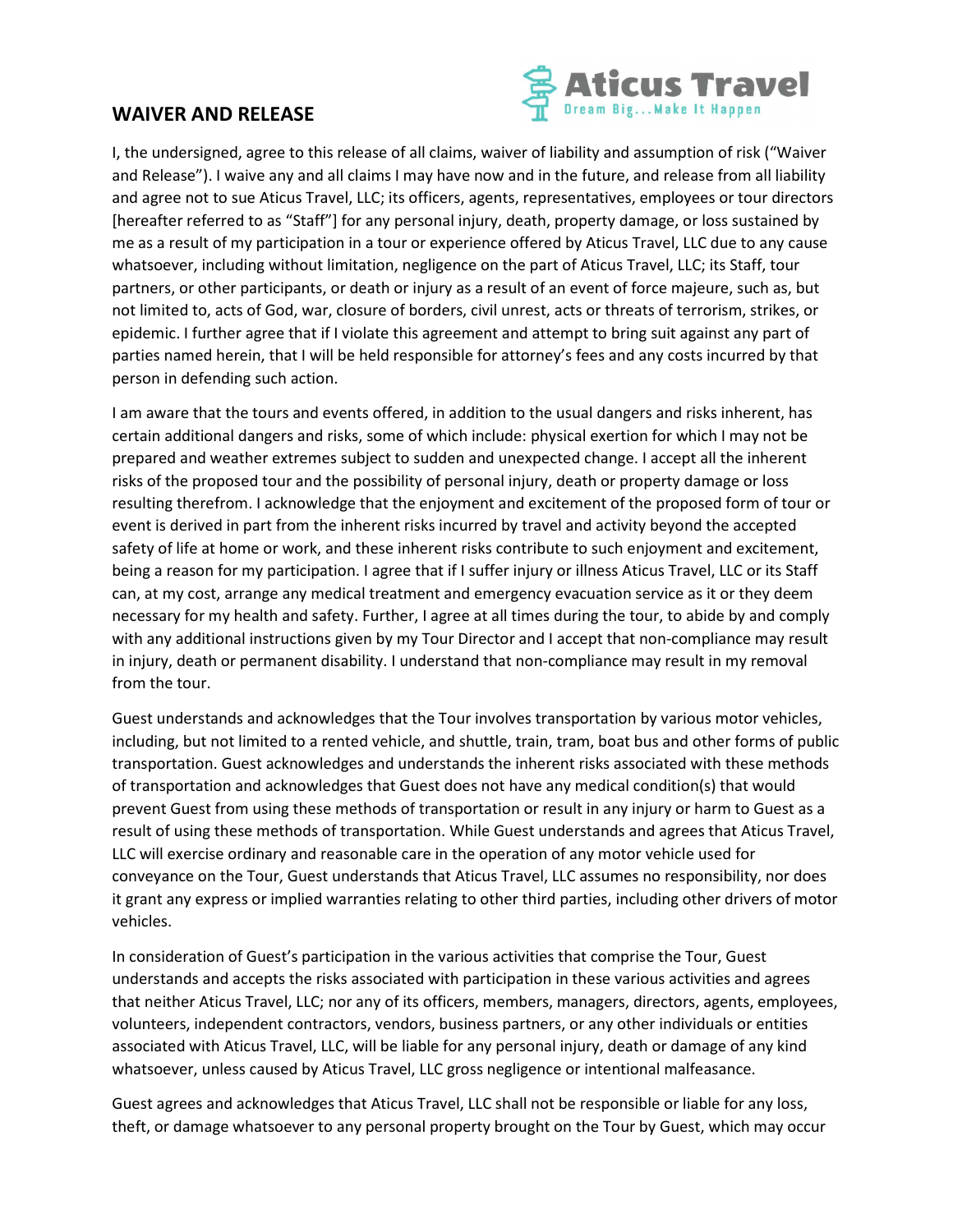## WAIVER AND RELEASE

Aticus Travel
Dream Big...Make It Happen

I, the undersigned, agree to this release of all claims, waiver of liability and assumption of risk ("Waiver and Release"). I waive any and all claims I may have now and in the future, and release from all liability and agree not to sue Aticus Travel, LLC; its officers, agents, representatives, employees or tour directors [hereafter referred to as "Staff"] for any personal injury, death, property damage, or loss sustained by me as a result of my participation in a tour or experience offered by Aticus Travel, LLC due to any cause whatsoever, including without limitation, negligence on the part of Aticus Travel, LLC; its Staff, tour partners, or other participants, or death or injury as a result of an event of force majeure, such as, but not limited to, acts of God, war, closure of borders, civil unrest, acts or threats of terrorism, strikes, or epidemic. I further agree that if I violate this agreement and attempt to bring suit against any part of parties named herein, that I will be held responsible for attorney's fees and any costs incurred by that person in defending such action.

I am aware that the tours and events offered, in addition to the usual dangers and risks inherent, has certain additional dangers and risks, some of which include: physical exertion for which I may not be prepared and weather extremes subject to sudden and unexpected change. I accept all the inherent risks of the proposed tour and the possibility of personal injury, death or property damage or loss resulting therefrom. I acknowledge that the enjoyment and excitement of the proposed form of tour or event is derived in part from the inherent risks incurred by travel and activity beyond the accepted safety of life at home or work, and these inherent risks contribute to such enjoyment and excitement, being a reason for my participation. I agree that if I suffer injury or illness Aticus Travel, LLC or its Staff can, at my cost, arrange any medical treatment and emergency evacuation service as it or they deem necessary for my health and safety. Further, I agree at all times during the tour, to abide by and comply with any additional instructions given by my Tour Director and I accept that non-compliance may result in injury, death or permanent disability. I understand that non-compliance may result in my removal from the tour.

Guest understands and acknowledges that the Tour involves transportation by various motor vehicles, including, but not limited to a rented vehicle, and shuttle, train, tram, boat bus and other forms of public transportation. Guest acknowledges and understands the inherent risks associated with these methods of transportation and acknowledges that Guest does not have any medical condition(s) that would prevent Guest from using these methods of transportation or result in any injury or harm to Guest as a result of using these methods of transportation. While Guest understands and agrees that Aticus Travel, LLC will exercise ordinary and reasonable care in the operation of any motor vehicle used for conveyance on the Tour, Guest understands that Aticus Travel, LLC assumes no responsibility, nor does it grant any express or implied warranties relating to other third parties, including other drivers of motor vehicles.

In consideration of Guest's participation in the various activities that comprise the Tour, Guest understands and accepts the risks associated with participation in these various activities and agrees that neither Aticus Travel, LLC; nor any of its officers, members, managers, directors, agents, employees, volunteers, independent contractors, vendors, business partners, or any other individuals or entities associated with Aticus Travel, LLC, will be liable for any personal injury, death or damage of any kind whatsoever, unless caused by Aticus Travel, LLC gross negligence or intentional malfeasance.

Guest agrees and acknowledges that Aticus Travel, LLC shall not be responsible or liable for any loss, theft, or damage whatsoever to any personal property brought on the Tour by Guest, which may occur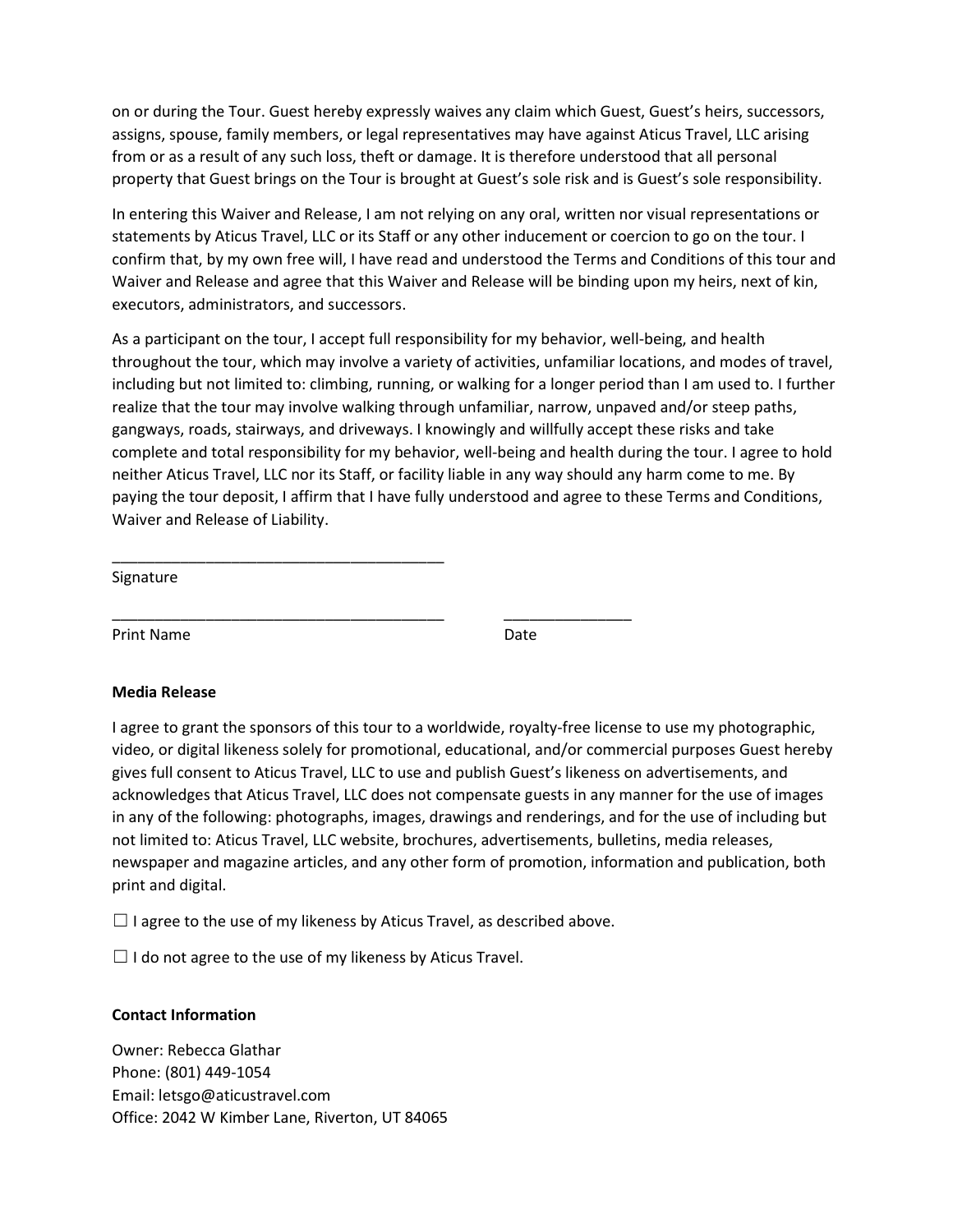on or during the Tour. Guest hereby expressly waives any claim which Guest, Guest's heirs, successors, assigns, spouse, family members, or legal representatives may have against Aticus Travel, LLC arising from or as a result of any such loss, theft or damage. It is therefore understood that all personal property that Guest brings on the Tour is brought at Guest's sole risk and is Guest's sole responsibility.

In entering this Waiver and Release, I am not relying on any oral, written nor visual representations or statements by Aticus Travel, LLC or its Staff or any other inducement or coercion to go on the tour. I confirm that, by my own free will, I have read and understood the Terms and Conditions of this tour and Waiver and Release and agree that this Waiver and Release will be binding upon my heirs, next of kin, executors, administrators, and successors.

As a participant on the tour, I accept full responsibility for my behavior, well-being, and health throughout the tour, which may involve a variety of activities, unfamiliar locations, and modes of travel, including but not limited to: climbing, running, or walking for a longer period than I am used to. I further realize that the tour may involve walking through unfamiliar, narrow, unpaved and/or steep paths, gangways, roads, stairways, and driveways. I knowingly and willfully accept these risks and take complete and total responsibility for my behavior, well-being and health during the tour. I agree to hold neither Aticus Travel, LLC nor its Staff, or facility liable in any way should any harm come to me. By paying the tour deposit, I affirm that I have fully understood and agree to these Terms and Conditions, Waiver and Release of Liability.

________________________________________
Signature

________________________________________ _______________
Print Name Date

**Media Release**

I agree to grant the sponsors of this tour to a worldwide, royalty-free license to use my photographic, video, or digital likeness solely for promotional, educational, and/or commercial purposes Guest hereby gives full consent to Aticus Travel, LLC to use and publish Guest's likeness on advertisements, and acknowledges that Aticus Travel, LLC does not compensate guests in any manner for the use of images in any of the following: photographs, images, drawings and renderings, and for the use of including but not limited to: Aticus Travel, LLC website, brochures, advertisements, bulletins, media releases, newspaper and magazine articles, and any other form of promotion, information and publication, both print and digital.

☐ I agree to the use of my likeness by Aticus Travel, as described above.

☐ I do not agree to the use of my likeness by Aticus Travel.

**Contact Information**

Owner: Rebecca Glathar
Phone: (801) 449-1054
Email: letsgo@aticustravel.com
Office: 2042 W Kimber Lane, Riverton, UT 84065